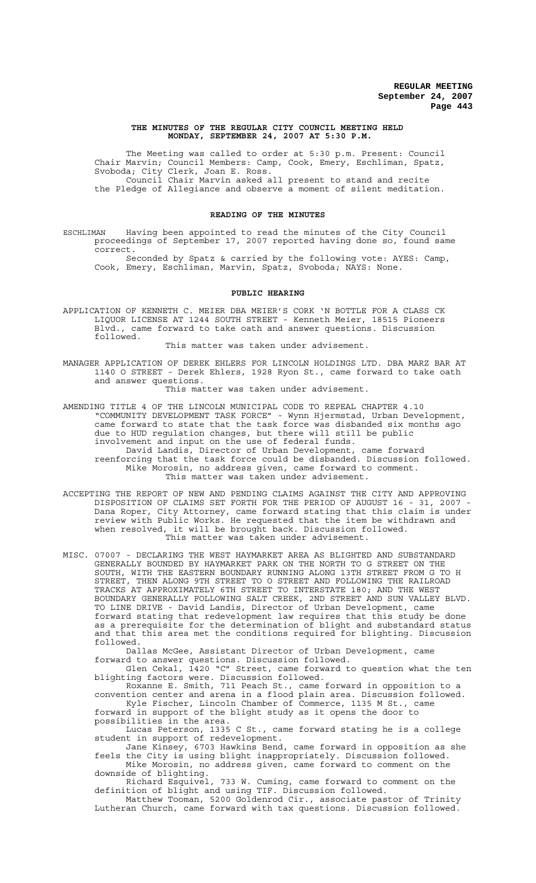**THE MINUTES OF THE REGULAR CITY COUNCIL MEETING HELD MONDAY, SEPTEMBER 24, 2007 AT 5:30 P.M.**

The Meeting was called to order at 5:30 p.m. Present: Council Chair Marvin; Council Members: Camp, Cook, Emery, Eschliman, Spatz, Svoboda; City Clerk, Joan E. Ross.

Council Chair Marvin asked all present to stand and recite the Pledge of Allegiance and observe a moment of silent meditation.

**READING OF THE MINUTES**

ESCHLIMAN Having been appointed to read the minutes of the City Council proceedings of September 17, 2007 reported having done so, found same correct.

Seconded by Spatz & carried by the following vote: AYES: Camp, Cook, Emery, Eschliman, Marvin, Spatz, Svoboda; NAYS: None.

**PUBLIC HEARING**

APPLICATION OF KENNETH C. MEIER DBA MEIER'S CORK 'N BOTTLE FOR A CLASS CK LIQUOR LICENSE AT 1244 SOUTH STREET - Kenneth Meier, 18515 Pioneers Blvd., came forward to take oath and answer questions. Discussion followed.

This matter was taken under advisement.

MANAGER APPLICATION OF DEREK EHLERS FOR LINCOLN HOLDINGS LTD. DBA MARZ BAR AT 1140 O STREET - Derek Ehlers, 1928 Ryon St., came forward to take oath and answer questions.

This matter was taken under advisement.

AMENDING TITLE 4 OF THE LINCOLN MUNICIPAL CODE TO REPEAL CHAPTER 4.10 "COMMUNITY DEVELOPMENT TASK FORCE" - Wynn Hjermstad, Urban Development, came forward to state that the task force was disbanded six months ago due to HUD regulation changes, but there will still be public involvement and input on the use of federal funds.

David Landis, Director of Urban Development, came forward reenforcing that the task force could be disbanded. Discussion followed.

Mike Morosin, no address given, came forward to comment.

This matter was taken under advisement.

ACCEPTING THE REPORT OF NEW AND PENDING CLAIMS AGAINST THE CITY AND APPROVING DISPOSITION OF CLAIMS SET FORTH FOR THE PERIOD OF AUGUST 16 - 31, 2007 - Dana Roper, City Attorney, came forward stating that this claim is under review with Public Works. He requested that the item be withdrawn and when resolved, it will be brought back. Discussion followed.

This matter was taken under advisement.

MISC. 07007 - DECLARING THE WEST HAYMARKET AREA AS BLIGHTED AND SUBSTANDARD GENERALLY BOUNDED BY HAYMARKET PARK ON THE NORTH TO G STREET ON THE SOUTH, WITH THE EASTERN BOUNDARY RUNNING ALONG 13TH STREET FROM G TO H STREET, THEN ALONG 9TH STREET TO O STREET AND FOLLOWING THE RAILROAD TRACKS AT APPROXIMATELY 6TH STREET TO INTERSTATE 180; AND THE WEST BOUNDARY GENERALLY FOLLOWING SALT CREEK, 2ND STREET AND SUN VALLEY BLVD. TO LINE DRIVE - David Landis, Director of Urban Development, came forward stating that redevelopment law requires that this study be done as a prerequisite for the determination of blight and substandard status and that this area met the conditions required for blighting. Discussion followed.

Dallas McGee, Assistant Director of Urban Development, came forward to answer questions. Discussion followed.

Glen Cekal, 1420 "C" Street, came forward to question what the ten blighting factors were. Discussion followed.

Roxanne E. Smith, 711 Peach St., came forward in opposition to a convention center and arena in a flood plain area. Discussion followed.

Kyle Fischer, Lincoln Chamber of Commerce, 1135 M St., came forward in support of the blight study as it opens the door to possibilities in the area.

Lucas Peterson, 1335 C St., came forward stating he is a college student in support of redevelopment.

Jane Kinsey, 6703 Hawkins Bend, came forward in opposition as she feels the City is using blight inappropriately. Discussion followed.

Mike Morosin, no address given, came forward to comment on the downside of blighting.

Richard Esquivel, 733 W. Cuming, came forward to comment on the definition of blight and using TIF. Discussion followed.

Matthew Tooman, 5200 Goldenrod Cir., associate pastor of Trinity Lutheran Church, came forward with tax questions. Discussion followed.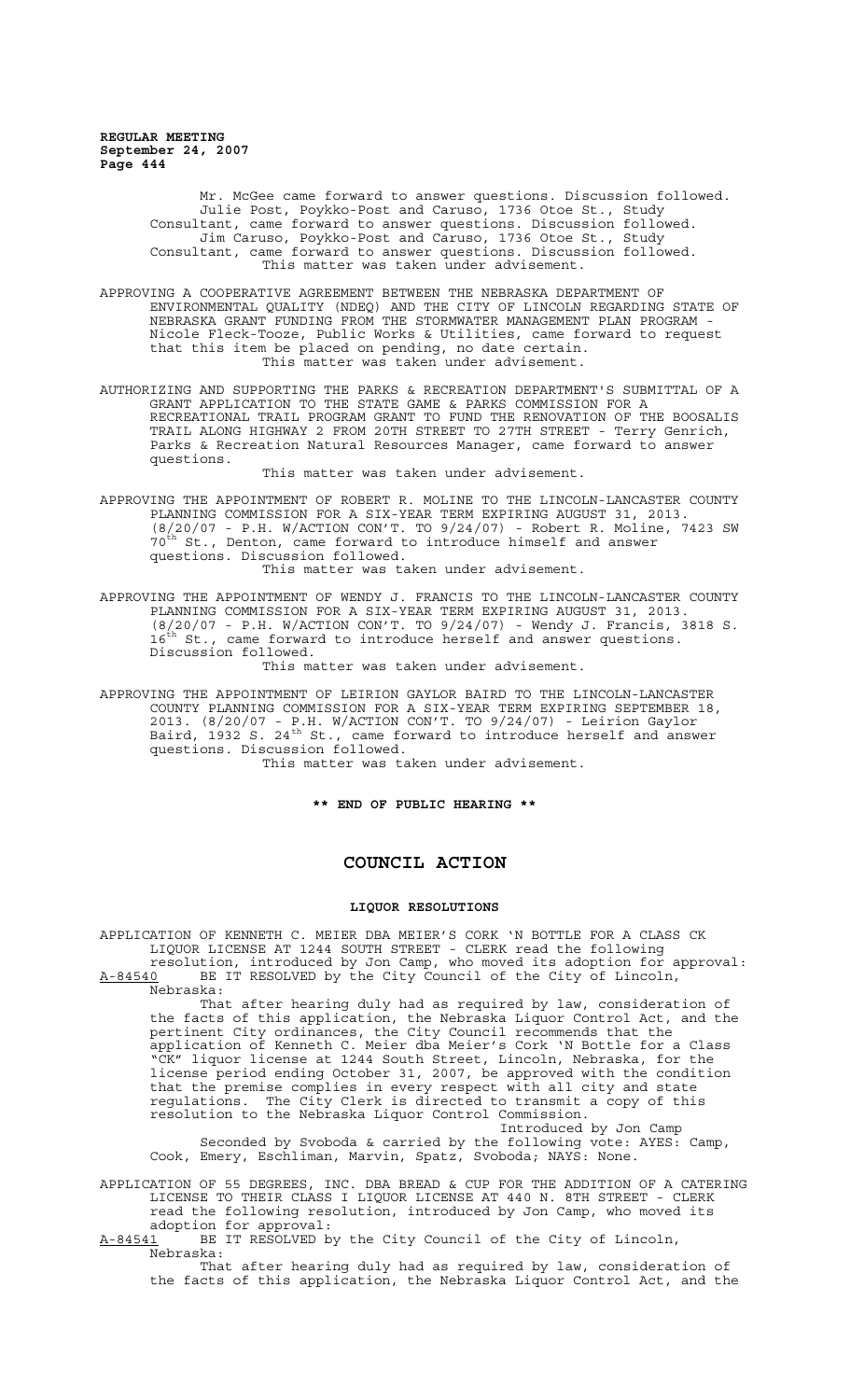Mr. McGee came forward to answer questions. Discussion followed. Julie Post, Poykko-Post and Caruso, 1736 Otoe St., Study Consultant, came forward to answer questions. Discussion followed. Jim Caruso, Poykko-Post and Caruso, 1736 Otoe St., Study Consultant, came forward to answer questions. Discussion followed. This matter was taken under advisement.

APPROVING A COOPERATIVE AGREEMENT BETWEEN THE NEBRASKA DEPARTMENT OF ENVIRONMENTAL QUALITY (NDEQ) AND THE CITY OF LINCOLN REGARDING STATE OF NEBRASKA GRANT FUNDING FROM THE STORMWATER MANAGEMENT PLAN PROGRAM - Nicole Fleck-Tooze, Public Works & Utilities, came forward to request that this item be placed on pending, no date certain. This matter was taken under advisement.

AUTHORIZING AND SUPPORTING THE PARKS & RECREATION DEPARTMENT'S SUBMITTAL OF A GRANT APPLICATION TO THE STATE GAME & PARKS COMMISSION FOR A RECREATIONAL TRAIL PROGRAM GRANT TO FUND THE RENOVATION OF THE BOOSALIS TRAIL ALONG HIGHWAY 2 FROM 20TH STREET TO 27TH STREET - Terry Genrich, Parks & Recreation Natural Resources Manager, came forward to answer questions.

This matter was taken under advisement.

APPROVING THE APPOINTMENT OF ROBERT R. MOLINE TO THE LINCOLN-LANCASTER COUNTY PLANNING COMMISSION FOR A SIX-YEAR TERM EXPIRING AUGUST 31, 2013. (8/20/07 - P.H. W/ACTION CON'T. TO 9/24/07) - Robert R. Moline, 7423 SW 70th St., Denton, came forward to introduce himself and answer questions. Discussion followed.

This matter was taken under advisement.

APPROVING THE APPOINTMENT OF WENDY J. FRANCIS TO THE LINCOLN-LANCASTER COUNTY PLANNING COMMISSION FOR A SIX-YEAR TERM EXPIRING AUGUST 31, 2013. (8/20/07 - P.H. W/ACTION CON'T. TO 9/24/07) - Wendy J. Francis, 3818 S. 16th St., came forward to introduce herself and answer questions. Discussion followed.

This matter was taken under advisement.

APPROVING THE APPOINTMENT OF LEIRION GAYLOR BAIRD TO THE LINCOLN-LANCASTER COUNTY PLANNING COMMISSION FOR A SIX-YEAR TERM EXPIRING SEPTEMBER 18, 2013. (8/20/07 - P.H. W/ACTION CON'T. TO 9/24/07) - Leirion Gaylor Baird, 1932 S. 24th St., came forward to introduce herself and answer questions. Discussion followed.

This matter was taken under advisement.

**\*\* END OF PUBLIC HEARING \*\***

# COUNCIL ACTION

### LIQUOR RESOLUTIONS

APPLICATION OF KENNETH C. MEIER DBA MEIER'S CORK 'N BOTTLE FOR A CLASS CK LIQUOR LICENSE AT 1244 SOUTH STREET - CLERK read the following resolution, introduced by Jon Camp, who moved its adoption for approval:

A-84540 BE IT RESOLVED by the City Council of the City of Lincoln, Nebraska:

That after hearing duly had as required by law, consideration of the facts of this application, the Nebraska Liquor Control Act, and the pertinent City ordinances, the City Council recommends that the application of Kenneth C. Meier dba Meier's Cork 'N Bottle for a Class "CK" liquor license at 1244 South Street, Lincoln, Nebraska, for the license period ending October 31, 2007, be approved with the condition that the premise complies in every respect with all city and state regulations. The City Clerk is directed to transmit a copy of this resolution to the Nebraska Liquor Control Commission.

Introduced by Jon Camp

Seconded by Svoboda & carried by the following vote: AYES: Camp, Cook, Emery, Eschliman, Marvin, Spatz, Svoboda; NAYS: None.

APPLICATION OF 55 DEGREES, INC. DBA BREAD & CUP FOR THE ADDITION OF A CATERING LICENSE TO THEIR CLASS I LIQUOR LICENSE AT 440 N. 8TH STREET - CLERK read the following resolution, introduced by Jon Camp, who moved its adoption for approval:

A-84541 BE IT RESOLVED by the City Council of the City of Lincoln, Nebraska:

That after hearing duly had as required by law, consideration of the facts of this application, the Nebraska Liquor Control Act, and the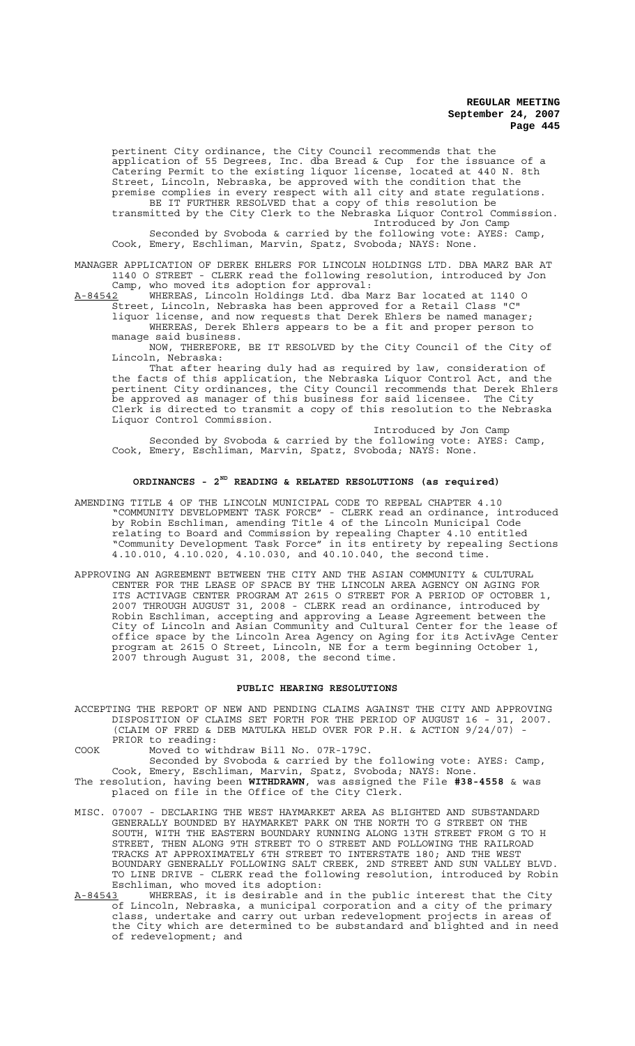pertinent City ordinance, the City Council recommends that the application of 55 Degrees, Inc. dba Bread & Cup for the issuance of a Catering Permit to the existing liquor license, located at 440 N. 8th Street, Lincoln, Nebraska, be approved with the condition that the premise complies in every respect with all city and state regulations.

BE IT FURTHER RESOLVED that a copy of this resolution be transmitted by the City Clerk to the Nebraska Liquor Control Commission.

Introduced by Jon Camp

Seconded by Svoboda & carried by the following vote: AYES: Camp, Cook, Emery, Eschliman, Marvin, Spatz, Svoboda; NAYS: None.

MANAGER APPLICATION OF DEREK EHLERS FOR LINCOLN HOLDINGS LTD. DBA MARZ BAR AT 1140 O STREET - CLERK read the following resolution, introduced by Jon Camp, who moved its adoption for approval:

A-84542 WHEREAS, Lincoln Holdings Ltd. dba Marz Bar located at 1140 O Street, Lincoln, Nebraska has been approved for a Retail Class "C" liquor license, and now requests that Derek Ehlers be named manager;

WHEREAS, Derek Ehlers appears to be a fit and proper person to manage said business.

NOW, THEREFORE, BE IT RESOLVED by the City Council of the City of Lincoln, Nebraska:

That after hearing duly had as required by law, consideration of the facts of this application, the Nebraska Liquor Control Act, and the pertinent City ordinances, the City Council recommends that Derek Ehlers be approved as manager of this business for said licensee. The City Clerk is directed to transmit a copy of this resolution to the Nebraska Liquor Control Commission.

Introduced by Jon Camp

Seconded by Svoboda & carried by the following vote: AYES: Camp, Cook, Emery, Eschliman, Marvin, Spatz, Svoboda; NAYS: None.

## ORDINANCES - 2ND READING & RELATED RESOLUTIONS (as required)

AMENDING TITLE 4 OF THE LINCOLN MUNICIPAL CODE TO REPEAL CHAPTER 4.10 "COMMUNITY DEVELOPMENT TASK FORCE" - CLERK read an ordinance, introduced by Robin Eschliman, amending Title 4 of the Lincoln Municipal Code relating to Board and Commission by repealing Chapter 4.10 entitled "Community Development Task Force" in its entirety by repealing Sections 4.10.010, 4.10.020, 4.10.030, and 40.10.040, the second time.

APPROVING AN AGREEMENT BETWEEN THE CITY AND THE ASIAN COMMUNITY & CULTURAL CENTER FOR THE LEASE OF SPACE BY THE LINCOLN AREA AGENCY ON AGING FOR ITS ACTIVAGE CENTER PROGRAM AT 2615 O STREET FOR A PERIOD OF OCTOBER 1, 2007 THROUGH AUGUST 31, 2008 - CLERK read an ordinance, introduced by Robin Eschliman, accepting and approving a Lease Agreement between the City of Lincoln and Asian Community and Cultural Center for the lease of office space by the Lincoln Area Agency on Aging for its ActivAge Center program at 2615 O Street, Lincoln, NE for a term beginning October 1, 2007 through August 31, 2008, the second time.

## PUBLIC HEARING RESOLUTIONS

ACCEPTING THE REPORT OF NEW AND PENDING CLAIMS AGAINST THE CITY AND APPROVING DISPOSITION OF CLAIMS SET FORTH FOR THE PERIOD OF AUGUST 16 - 31, 2007. (CLAIM OF FRED & DEB MATULKA HELD OVER FOR P.H. & ACTION 9/24/07) - PRIOR to reading:

COOK Moved to withdraw Bill No. 07R-179C.

Seconded by Svoboda & carried by the following vote: AYES: Camp, Cook, Emery, Eschliman, Marvin, Spatz, Svoboda; NAYS: None.

The resolution, having been **WITHDRAWN**, was assigned the File **#38-4558** & was placed on file in the Office of the City Clerk.

MISC. 07007 - DECLARING THE WEST HAYMARKET AREA AS BLIGHTED AND SUBSTANDARD GENERALLY BOUNDED BY HAYMARKET PARK ON THE NORTH TO G STREET ON THE SOUTH, WITH THE EASTERN BOUNDARY RUNNING ALONG 13TH STREET FROM G TO H STREET, THEN ALONG 9TH STREET TO O STREET AND FOLLOWING THE RAILROAD TRACKS AT APPROXIMATELY 6TH STREET TO INTERSTATE 180; AND THE WEST BOUNDARY GENERALLY FOLLOWING SALT CREEK, 2ND STREET AND SUN VALLEY BLVD. TO LINE DRIVE - CLERK read the following resolution, introduced by Robin Eschliman, who moved its adoption:

A-84543 WHEREAS, it is desirable and in the public interest that the City of Lincoln, Nebraska, a municipal corporation and a city of the primary class, undertake and carry out urban redevelopment projects in areas of the City which are determined to be substandard and blighted and in need of redevelopment; and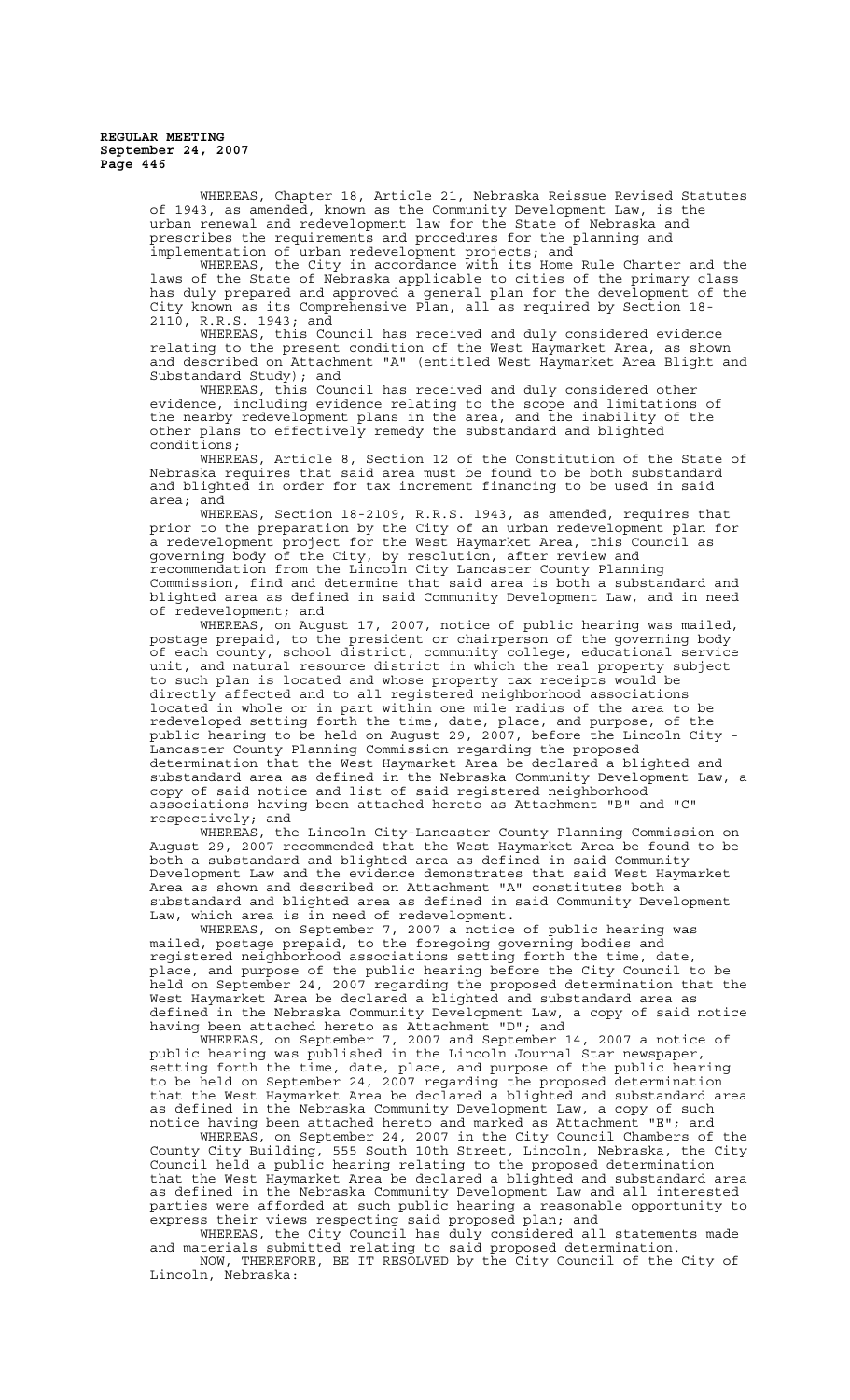WHEREAS, Chapter 18, Article 21, Nebraska Reissue Revised Statutes of 1943, as amended, known as the Community Development Law, is the urban renewal and redevelopment law for the State of Nebraska and prescribes the requirements and procedures for the planning and implementation of urban redevelopment projects; and

WHEREAS, the City in accordance with its Home Rule Charter and the laws of the State of Nebraska applicable to cities of the primary class has duly prepared and approved a general plan for the development of the City known as its Comprehensive Plan, all as required by Section 18-2110, R.R.S. 1943; and

WHEREAS, this Council has received and duly considered evidence relating to the present condition of the West Haymarket Area, as shown and described on Attachment "A" (entitled West Haymarket Area Blight and Substandard Study); and

WHEREAS, this Council has received and duly considered other evidence, including evidence relating to the scope and limitations of the nearby redevelopment plans in the area, and the inability of the other plans to effectively remedy the substandard and blighted conditions;

WHEREAS, Article 8, Section 12 of the Constitution of the State of Nebraska requires that said area must be found to be both substandard and blighted in order for tax increment financing to be used in said area; and

WHEREAS, Section 18-2109, R.R.S. 1943, as amended, requires that prior to the preparation by the City of an urban redevelopment plan for a redevelopment project for the West Haymarket Area, this Council as governing body of the City, by resolution, after review and recommendation from the Lincoln City Lancaster County Planning Commission, find and determine that said area is both a substandard and blighted area as defined in said Community Development Law, and in need of redevelopment; and

WHEREAS, on August 17, 2007, notice of public hearing was mailed, postage prepaid, to the president or chairperson of the governing body of each county, school district, community college, educational service unit, and natural resource district in which the real property subject to such plan is located and whose property tax receipts would be directly affected and to all registered neighborhood associations located in whole or in part within one mile radius of the area to be redeveloped setting forth the time, date, place, and purpose, of the public hearing to be held on August 29, 2007, before the Lincoln City - Lancaster County Planning Commission regarding the proposed determination that the West Haymarket Area be declared a blighted and substandard area as defined in the Nebraska Community Development Law, a copy of said notice and list of said registered neighborhood associations having been attached hereto as Attachment "B" and "C" respectively; and

WHEREAS, the Lincoln City-Lancaster County Planning Commission on August 29, 2007 recommended that the West Haymarket Area be found to be both a substandard and blighted area as defined in said Community Development Law and the evidence demonstrates that said West Haymarket Area as shown and described on Attachment "A" constitutes both a substandard and blighted area as defined in said Community Development Law, which area is in need of redevelopment.

WHEREAS, on September 7, 2007 a notice of public hearing was mailed, postage prepaid, to the foregoing governing bodies and registered neighborhood associations setting forth the time, date, place, and purpose of the public hearing before the City Council to be held on September 24, 2007 regarding the proposed determination that the West Haymarket Area be declared a blighted and substandard area as defined in the Nebraska Community Development Law, a copy of said notice having been attached hereto as Attachment "D"; and

WHEREAS, on September 7, 2007 and September 14, 2007 a notice of public hearing was published in the Lincoln Journal Star newspaper, setting forth the time, date, place, and purpose of the public hearing to be held on September 24, 2007 regarding the proposed determination that the West Haymarket Area be declared a blighted and substandard area as defined in the Nebraska Community Development Law, a copy of such notice having been attached hereto and marked as Attachment "E"; and

WHEREAS, on September 24, 2007 in the City Council Chambers of the County City Building, 555 South 10th Street, Lincoln, Nebraska, the City Council held a public hearing relating to the proposed determination that the West Haymarket Area be declared a blighted and substandard area as defined in the Nebraska Community Development Law and all interested parties were afforded at such public hearing a reasonable opportunity to express their views respecting said proposed plan; and

WHEREAS, the City Council has duly considered all statements made and materials submitted relating to said proposed determination.

NOW, THEREFORE, BE IT RESOLVED by the City Council of the City of Lincoln, Nebraska: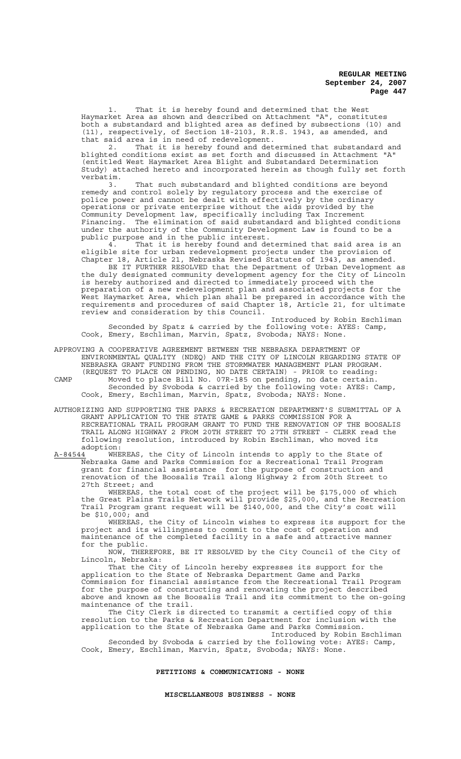1. That it is hereby found and determined that the West Haymarket Area as shown and described on Attachment "A", constitutes both a substandard and blighted area as defined by subsections (10) and (11), respectively, of Section 18-2103, R.R.S. 1943, as amended, and that said area is in need of redevelopment.

2. That it is hereby found and determined that substandard and blighted conditions exist as set forth and discussed in Attachment "A" (entitled West Haymarket Area Blight and Substandard Determination Study) attached hereto and incorporated herein as though fully set forth verbatim.

3. That such substandard and blighted conditions are beyond remedy and control solely by regulatory process and the exercise of police power and cannot be dealt with effectively by the ordinary operations or private enterprise without the aids provided by the Community Development law, specifically including Tax Increment Financing. The elimination of said substandard and blighted conditions under the authority of the Community Development Law is found to be a public purpose and in the public interest.

4. That it is hereby found and determined that said area is an eligible site for urban redevelopment projects under the provision of Chapter 18, Article 21, Nebraska Revised Statutes of 1943, as amended.

BE IT FURTHER RESOLVED that the Department of Urban Development as the duly designated community development agency for the City of Lincoln is hereby authorized and directed to immediately proceed with the preparation of a new redevelopment plan and associated projects for the West Haymarket Area, which plan shall be prepared in accordance with the requirements and procedures of said Chapter 18, Article 21, for ultimate review and consideration by this Council.

Introduced by Robin Eschliman

Seconded by Spatz & carried by the following vote: AYES: Camp, Cook, Emery, Eschliman, Marvin, Spatz, Svoboda; NAYS: None.

APPROVING A COOPERATIVE AGREEMENT BETWEEN THE NEBRASKA DEPARTMENT OF ENVIRONMENTAL QUALITY (NDEQ) AND THE CITY OF LINCOLN REGARDING STATE OF NEBRASKA GRANT FUNDING FROM THE STORMWATER MANAGEMENT PLAN PROGRAM. (REQUEST TO PLACE ON PENDING, NO DATE CERTAIN) - PRIOR to reading:

CAMP Moved to place Bill No. 07R-185 on pending, no date certain.

Seconded by Svoboda & carried by the following vote: AYES: Camp, Cook, Emery, Eschliman, Marvin, Spatz, Svoboda; NAYS: None.

AUTHORIZING AND SUPPORTING THE PARKS & RECREATION DEPARTMENT'S SUBMITTAL OF A GRANT APPLICATION TO THE STATE GAME & PARKS COMMISSION FOR A RECREATIONAL TRAIL PROGRAM GRANT TO FUND THE RENOVATION OF THE BOOSALIS TRAIL ALONG HIGHWAY 2 FROM 20TH STREET TO 27TH STREET - CLERK read the following resolution, introduced by Robin Eschliman, who moved its adoption:

A-84544 WHEREAS, the City of Lincoln intends to apply to the State of Nebraska Game and Parks Commission for a Recreational Trail Program grant for financial assistance for the purpose of construction and renovation of the Boosalis Trail along Highway 2 from 20th Street to 27th Street; and

WHEREAS, the total cost of the project will be $175,000 of which the Great Plains Trails Network will provide $25,000, and the Recreation Trail Program grant request will be $140,000, and the City's cost will be $10,000; and

WHEREAS, the City of Lincoln wishes to express its support for the project and its willingness to commit to the cost of operation and maintenance of the completed facility in a safe and attractive manner for the public.

NOW, THEREFORE, BE IT RESOLVED by the City Council of the City of Lincoln, Nebraska:

That the City of Lincoln hereby expresses its support for the application to the State of Nebraska Department Game and Parks Commission for financial assistance from the Recreational Trail Program for the purpose of constructing and renovating the project described above and known as the Boosalis Trail and its commitment to the on-going maintenance of the trail.

The City Clerk is directed to transmit a certified copy of this resolution to the Parks & Recreation Department for inclusion with the application to the State of Nebraska Game and Parks Commission.

Introduced by Robin Eschliman

Seconded by Svoboda & carried by the following vote: AYES: Camp, Cook, Emery, Eschliman, Marvin, Spatz, Svoboda; NAYS: None.

**PETITIONS & COMMUNICATIONS - NONE**

**MISCELLANEOUS BUSINESS - NONE**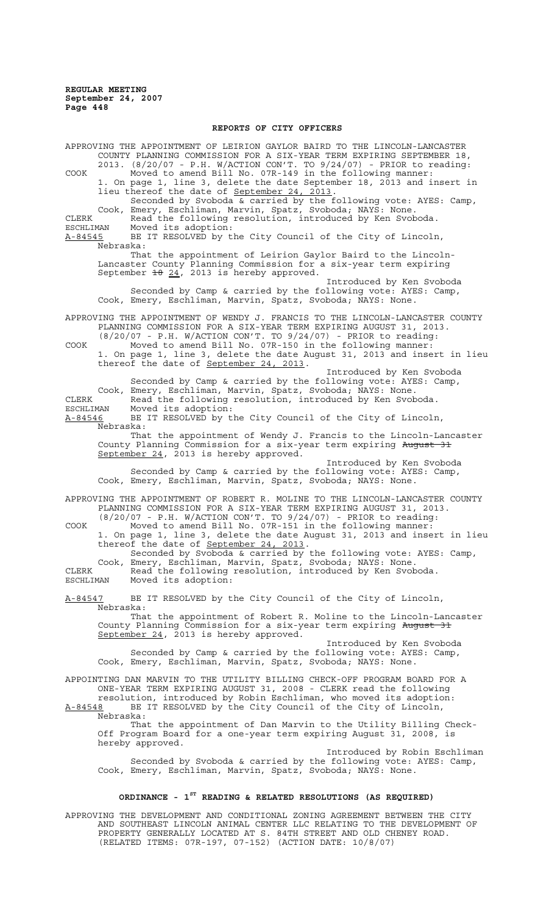## REPORTS OF CITY OFFICERS

APPROVING THE APPOINTMENT OF LEIRION GAYLOR BAIRD TO THE LINCOLN-LANCASTER COUNTY PLANNING COMMISSION FOR A SIX-YEAR TERM EXPIRING SEPTEMBER 18, 2013. (8/20/07 - P.H. W/ACTION CON'T. TO 9/24/07) - PRIOR to reading:

COOK Moved to amend Bill No. 07R-149 in the following manner:
1. On page 1, line 3, delete the date September 18, 2013 and insert in lieu thereof the date of September 24, 2013.
Seconded by Svoboda & carried by the following vote: AYES: Camp, Cook, Emery, Eschliman, Marvin, Spatz, Svoboda; NAYS: None.

CLERK Read the following resolution, introduced by Ken Svoboda.

ESCHLIMAN Moved its adoption:

A-84545 BE IT RESOLVED by the City Council of the City of Lincoln, Nebraska:

That the appointment of Leirion Gaylor Baird to the Lincoln-Lancaster County Planning Commission for a six-year term expiring September ~~18~~ 24, 2013 is hereby approved.

Introduced by Ken Svoboda

Seconded by Camp & carried by the following vote: AYES: Camp, Cook, Emery, Eschliman, Marvin, Spatz, Svoboda; NAYS: None.

APPROVING THE APPOINTMENT OF WENDY J. FRANCIS TO THE LINCOLN-LANCASTER COUNTY PLANNING COMMISSION FOR A SIX-YEAR TERM EXPIRING AUGUST 31, 2013. (8/20/07 - P.H. W/ACTION CON'T. TO 9/24/07) - PRIOR to reading:

COOK Moved to amend Bill No. 07R-150 in the following manner:
1. On page 1, line 3, delete the date August 31, 2013 and insert in lieu thereof the date of September 24, 2013.

Introduced by Ken Svoboda

Seconded by Camp & carried by the following vote: AYES: Camp, Cook, Emery, Eschliman, Marvin, Spatz, Svoboda; NAYS: None.

CLERK Read the following resolution, introduced by Ken Svoboda.

ESCHLIMAN Moved its adoption:

A-84546 BE IT RESOLVED by the City Council of the City of Lincoln, Nebraska:

That the appointment of Wendy J. Francis to the Lincoln-Lancaster County Planning Commission for a six-year term expiring ~~August 31~~ September 24, 2013 is hereby approved.

Introduced by Ken Svoboda

Seconded by Camp & carried by the following vote: AYES: Camp, Cook, Emery, Eschliman, Marvin, Spatz, Svoboda; NAYS: None.

APPROVING THE APPOINTMENT OF ROBERT R. MOLINE TO THE LINCOLN-LANCASTER COUNTY PLANNING COMMISSION FOR A SIX-YEAR TERM EXPIRING AUGUST 31, 2013. (8/20/07 - P.H. W/ACTION CON'T. TO 9/24/07) - PRIOR to reading:

COOK Moved to amend Bill No. 07R-151 in the following manner:
1. On page 1, line 3, delete the date August 31, 2013 and insert in lieu thereof the date of September 24, 2013.
Seconded by Svoboda & carried by the following vote: AYES: Camp, Cook, Emery, Eschliman, Marvin, Spatz, Svoboda; NAYS: None.

CLERK Read the following resolution, introduced by Ken Svoboda.

ESCHLIMAN Moved its adoption:

A-84547 BE IT RESOLVED by the City Council of the City of Lincoln, Nebraska:

That the appointment of Robert R. Moline to the Lincoln-Lancaster County Planning Commission for a six-year term expiring ~~August 31~~ September 24, 2013 is hereby approved.

Introduced by Ken Svoboda

Seconded by Camp & carried by the following vote: AYES: Camp, Cook, Emery, Eschliman, Marvin, Spatz, Svoboda; NAYS: None.

APPOINTING DAN MARVIN TO THE UTILITY BILLING CHECK-OFF PROGRAM BOARD FOR A ONE-YEAR TERM EXPIRING AUGUST 31, 2008 - CLERK read the following resolution, introduced by Robin Eschliman, who moved its adoption:

A-84548 BE IT RESOLVED by the City Council of the City of Lincoln, Nebraska:

That the appointment of Dan Marvin to the Utility Billing Check-Off Program Board for a one-year term expiring August 31, 2008, is hereby approved.

Introduced by Robin Eschliman

Seconded by Svoboda & carried by the following vote: AYES: Camp, Cook, Emery, Eschliman, Marvin, Spatz, Svoboda; NAYS: None.

## ORDINANCE - 1ST READING & RELATED RESOLUTIONS (AS REQUIRED)

APPROVING THE DEVELOPMENT AND CONDITIONAL ZONING AGREEMENT BETWEEN THE CITY AND SOUTHEAST LINCOLN ANIMAL CENTER LLC RELATING TO THE DEVELOPMENT OF PROPERTY GENERALLY LOCATED AT S. 84TH STREET AND OLD CHENEY ROAD. (RELATED ITEMS: 07R-197, 07-152) (ACTION DATE: 10/8/07)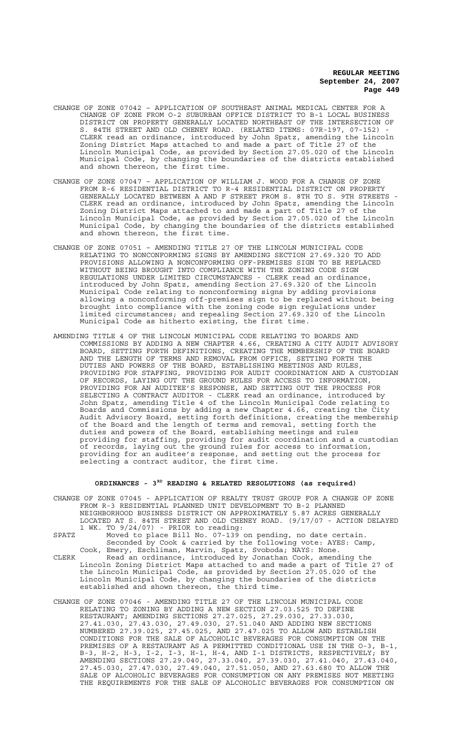CHANGE OF ZONE 07042 – APPLICATION OF SOUTHEAST ANIMAL MEDICAL CENTER FOR A CHANGE OF ZONE FROM O-2 SUBURBAN OFFICE DISTRICT TO B-1 LOCAL BUSINESS DISTRICT ON PROPERTY GENERALLY LOCATED NORTHEAST OF THE INTERSECTION OF S. 84TH STREET AND OLD CHENEY ROAD. (RELATED ITEMS: 07R-197, 07-152) - CLERK read an ordinance, introduced by John Spatz, amending the Lincoln Zoning District Maps attached to and made a part of Title 27 of the Lincoln Municipal Code, as provided by Section 27.05.020 of the Lincoln Municipal Code, by changing the boundaries of the districts established and shown thereon, the first time.

CHANGE OF ZONE 07047 – APPLICATION OF WILLIAM J. WOOD FOR A CHANGE OF ZONE FROM R-6 RESIDENTIAL DISTRICT TO R-4 RESIDENTIAL DISTRICT ON PROPERTY GENERALLY LOCATED BETWEEN A AND F STREET FROM S. 8TH TO S. 9TH STREETS - CLERK read an ordinance, introduced by John Spatz, amending the Lincoln Zoning District Maps attached to and made a part of Title 27 of the Lincoln Municipal Code, as provided by Section 27.05.020 of the Lincoln Municipal Code, by changing the boundaries of the districts established and shown thereon, the first time.

CHANGE OF ZONE 07051 – AMENDING TITLE 27 OF THE LINCOLN MUNICIPAL CODE RELATING TO NONCONFORMING SIGNS BY AMENDING SECTION 27.69.320 TO ADD PROVISIONS ALLOWING A NONCONFORMING OFF-PREMISES SIGN TO BE REPLACED WITHOUT BEING BROUGHT INTO COMPLIANCE WITH THE ZONING CODE SIGN REGULATIONS UNDER LIMITED CIRCUMSTANCES - CLERK read an ordinance, introduced by John Spatz, amending Section 27.69.320 of the Lincoln Municipal Code relating to nonconforming signs by adding provisions allowing a nonconforming off-premises sign to be replaced without being brought into compliance with the zoning code sign regulations under limited circumstances; and repealing Section 27.69.320 of the Lincoln Municipal Code as hitherto existing, the first time.

AMENDING TITLE 4 OF THE LINCOLN MUNICIPAL CODE RELATING TO BOARDS AND COMMISSIONS BY ADDING A NEW CHAPTER 4.66, CREATING A CITY AUDIT ADVISORY BOARD, SETTING FORTH DEFINITIONS, CREATING THE MEMBERSHIP OF THE BOARD AND THE LENGTH OF TERMS AND REMOVAL FROM OFFICE, SETTING FORTH THE DUTIES AND POWERS OF THE BOARD, ESTABLISHING MEETINGS AND RULES, PROVIDING FOR STAFFING, PROVIDING FOR AUDIT COORDINATION AND A CUSTODIAN OF RECORDS, LAYING OUT THE GROUND RULES FOR ACCESS TO INFORMATION, PROVIDING FOR AN AUDITEE'S RESPONSE, AND SETTING OUT THE PROCESS FOR SELECTING A CONTRACT AUDITOR - CLERK read an ordinance, introduced by John Spatz, amending Title 4 of the Lincoln Municipal Code relating to Boards and Commissions by adding a new Chapter 4.66, creating the City Audit Advisory Board, setting forth definitions, creating the membership of the Board and the length of terms and removal, setting forth the duties and powers of the Board, establishing meetings and rules providing for staffing, providing for audit coordination and a custodian of records, laying out the ground rules for access to information, providing for an auditee's response, and setting out the process for selecting a contract auditor, the first time.

## ORDINANCES - 3RD READING & RELATED RESOLUTIONS (as required)

CHANGE OF ZONE 07045 - APPLICATION OF REALTY TRUST GROUP FOR A CHANGE OF ZONE FROM R-3 RESIDENTIAL PLANNED UNIT DEVELOPMENT TO B-2 PLANNED NEIGHBORHOOD BUSINESS DISTRICT ON APPROXIMATELY 5.87 ACRES GENERALLY LOCATED AT S. 84TH STREET AND OLD CHENEY ROAD. (9/17/07 - ACTION DELAYED 1 WK. TO 9/24/07) - PRIOR to reading:

SPATZ Moved to place Bill No. 07-139 on pending, no date certain. Seconded by Cook & carried by the following vote: AYES: Camp, Cook, Emery, Eschliman, Marvin, Spatz, Svoboda; NAYS: None.

CLERK Read an ordinance, introduced by Jonathan Cook, amending the Lincoln Zoning District Maps attached to and made a part of Title 27 of the Lincoln Municipal Code, as provided by Section 27.05.020 of the Lincoln Municipal Code, by changing the boundaries of the districts established and shown thereon, the third time.

CHANGE OF ZONE 07046 - AMENDING TITLE 27 OF THE LINCOLN MUNICIPAL CODE RELATING TO ZONING BY ADDING A NEW SECTION 27.03.525 TO DEFINE RESTAURANT; AMENDING SECTIONS 27.27.025, 27.29.030, 27.33.030, 27.41.030, 27.43.030, 27.49.030, 27.51.040 AND ADDING NEW SECTIONS NUMBERED 27.39.025, 27.45.025, AND 27.47.025 TO ALLOW AND ESTABLISH CONDITIONS FOR THE SALE OF ALCOHOLIC BEVERAGES FOR CONSUMPTION ON THE PREMISES OF A RESTAURANT AS A PERMITTED CONDITIONAL USE IN THE O-3, B-1, B-3, H-2, H-3, I-2, I-3, H-1, H-4, AND I-1 DISTRICTS, RESPECTIVELY; BY AMENDING SECTIONS 27.29.040, 27.33.040, 27.39.030, 27.41.040, 27.43.040, 27.45.030, 27.47.030, 27.49.040, 27.51.050, AND 27.63.680 TO ALLOW THE SALE OF ALCOHOLIC BEVERAGES FOR CONSUMPTION ON ANY PREMISES NOT MEETING THE REQUIREMENTS FOR THE SALE OF ALCOHOLIC BEVERAGES FOR CONSUMPTION ON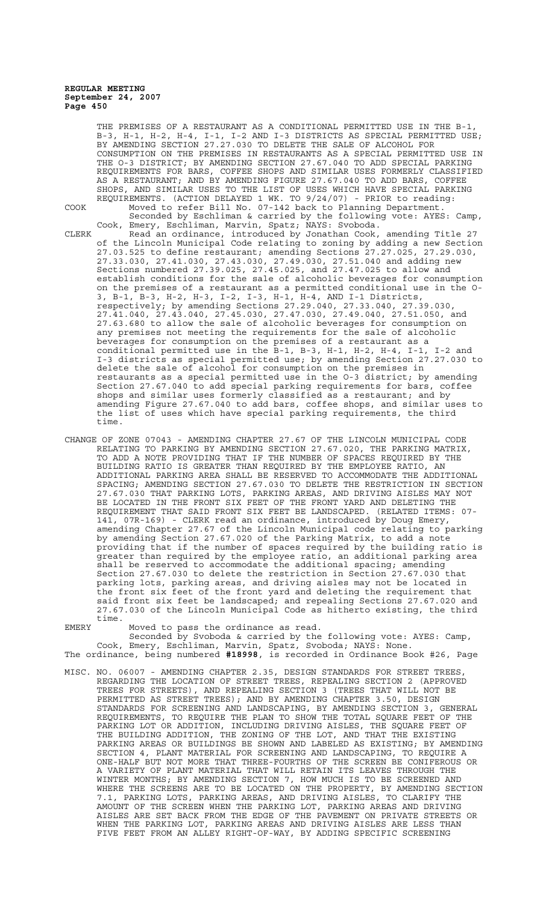THE PREMISES OF A RESTAURANT AS A CONDITIONAL PERMITTED USE IN THE B-1, B-3, H-1, H-2, H-4, I-1, I-2 AND I-3 DISTRICTS AS SPECIAL PERMITTED USE; BY AMENDING SECTION 27.27.030 TO DELETE THE SALE OF ALCOHOL FOR CONSUMPTION ON THE PREMISES IN RESTAURANTS AS A SPECIAL PERMITTED USE IN THE O-3 DISTRICT; BY AMENDING SECTION 27.67.040 TO ADD SPECIAL PARKING REQUIREMENTS FOR BARS, COFFEE SHOPS AND SIMILAR USES FORMERLY CLASSIFIED AS A RESTAURANT; AND BY AMENDING FIGURE 27.67.040 TO ADD BARS, COFFEE SHOPS, AND SIMILAR USES TO THE LIST OF USES WHICH HAVE SPECIAL PARKING REQUIREMENTS. (ACTION DELAYED 1 WK. TO 9/24/07) - PRIOR to reading:

COOK Moved to refer Bill No. 07-142 back to Planning Department.
Seconded by Eschliman & carried by the following vote: AYES: Camp, Cook, Emery, Eschliman, Marvin, Spatz; NAYS: Svoboda.

CLERK Read an ordinance, introduced by Jonathan Cook, amending Title 27 of the Lincoln Municipal Code relating to zoning by adding a new Section 27.03.525 to define restaurant; amending Sections 27.27.025, 27.29.030, 27.33.030, 27.41.030, 27.43.030, 27.49.030, 27.51.040 and adding new Sections numbered 27.39.025, 27.45.025, and 27.47.025 to allow and establish conditions for the sale of alcoholic beverages for consumption on the premises of a restaurant as a permitted conditional use in the O-3, B-1, B-3, H-2, H-3, I-2, I-3, H-1, H-4, AND I-1 Districts, respectively; by amending Sections 27.29.040, 27.33.040, 27.39.030, 27.41.040, 27.43.040, 27.45.030, 27.47.030, 27.49.040, 27.51.050, and 27.63.680 to allow the sale of alcoholic beverages for consumption on any premises not meeting the requirements for the sale of alcoholic beverages for consumption on the premises of a restaurant as a conditional permitted use in the B-1, B-3, H-1, H-2, H-4, I-1, I-2 and I-3 districts as special permitted use; by amending Section 27.27.030 to delete the sale of alcohol for consumption on the premises in restaurants as a special permitted use in the O-3 district; by amending Section 27.67.040 to add special parking requirements for bars, coffee shops and similar uses formerly classified as a restaurant; and by amending Figure 27.67.040 to add bars, coffee shops, and similar uses to the list of uses which have special parking requirements, the third time.

CHANGE OF ZONE 07043 - AMENDING CHAPTER 27.67 OF THE LINCOLN MUNICIPAL CODE RELATING TO PARKING BY AMENDING SECTION 27.67.020, THE PARKING MATRIX, TO ADD A NOTE PROVIDING THAT IF THE NUMBER OF SPACES REQUIRED BY THE BUILDING RATIO IS GREATER THAN REQUIRED BY THE EMPLOYEE RATIO, AN ADDITIONAL PARKING AREA SHALL BE RESERVED TO ACCOMMODATE THE ADDITIONAL SPACING; AMENDING SECTION 27.67.030 TO DELETE THE RESTRICTION IN SECTION 27.67.030 THAT PARKING LOTS, PARKING AREAS, AND DRIVING AISLES MAY NOT BE LOCATED IN THE FRONT SIX FEET OF THE FRONT YARD AND DELETING THE REQUIREMENT THAT SAID FRONT SIX FEET BE LANDSCAPED. (RELATED ITEMS: 07-141, 07R-169) - CLERK read an ordinance, introduced by Doug Emery, amending Chapter 27.67 of the Lincoln Municipal code relating to parking by amending Section 27.67.020 of the Parking Matrix, to add a note providing that if the number of spaces required by the building ratio is greater than required by the employee ratio, an additional parking area shall be reserved to accommodate the additional spacing; amending Section 27.67.030 to delete the restriction in Section 27.67.030 that parking lots, parking areas, and driving aisles may not be located in the front six feet of the front yard and deleting the requirement that said front six feet be landscaped; and repealing Sections 27.67.020 and 27.67.030 of the Lincoln Municipal Code as hitherto existing, the third time.

EMERY Moved to pass the ordinance as read.
Seconded by Svoboda & carried by the following vote: AYES: Camp, Cook, Emery, Eschliman, Marvin, Spatz, Svoboda; NAYS: None.

The ordinance, being numbered **#18998**, is recorded in Ordinance Book #26, Page

MISC. NO. 06007 - AMENDING CHAPTER 2.35, DESIGN STANDARDS FOR STREET TREES, REGARDING THE LOCATION OF STREET TREES, REPEALING SECTION 2 (APPROVED TREES FOR STREETS), AND REPEALING SECTION 3 (TREES THAT WILL NOT BE PERMITTED AS STREET TREES); AND BY AMENDING CHAPTER 3.50, DESIGN STANDARDS FOR SCREENING AND LANDSCAPING, BY AMENDING SECTION 3, GENERAL REQUIREMENTS, TO REQUIRE THE PLAN TO SHOW THE TOTAL SQUARE FEET OF THE PARKING LOT OR ADDITION, INCLUDING DRIVING AISLES, THE SQUARE FEET OF THE BUILDING ADDITION, THE ZONING OF THE LOT, AND THAT THE EXISTING PARKING AREAS OR BUILDINGS BE SHOWN AND LABELED AS EXISTING; BY AMENDING SECTION 4, PLANT MATERIAL FOR SCREENING AND LANDSCAPING, TO REQUIRE A ONE-HALF BUT NOT MORE THAT THREE-FOURTHS OF THE SCREEN BE CONIFEROUS OR A VARIETY OF PLANT MATERIAL THAT WILL RETAIN ITS LEAVES THROUGH THE WINTER MONTHS; BY AMENDING SECTION 7, HOW MUCH IS TO BE SCREENED AND WHERE THE SCREENS ARE TO BE LOCATED ON THE PROPERTY, BY AMENDING SECTION 7.1, PARKING LOTS, PARKING AREAS, AND DRIVING AISLES, TO CLARIFY THE AMOUNT OF THE SCREEN WHEN THE PARKING LOT, PARKING AREAS AND DRIVING AISLES ARE SET BACK FROM THE EDGE OF THE PAVEMENT ON PRIVATE STREETS OR WHEN THE PARKING LOT, PARKING AREAS AND DRIVING AISLES ARE LESS THAN FIVE FEET FROM AN ALLEY RIGHT-OF-WAY, BY ADDING SPECIFIC SCREENING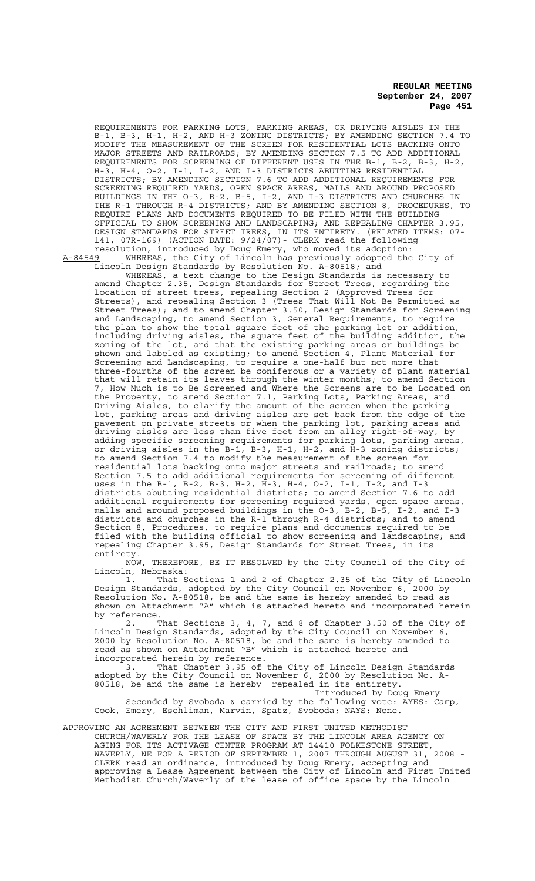REQUIREMENTS FOR PARKING LOTS, PARKING AREAS, OR DRIVING AISLES IN THE B-1, B-3, H-1, H-2, AND H-3 ZONING DISTRICTS; BY AMENDING SECTION 7.4 TO MODIFY THE MEASUREMENT OF THE SCREEN FOR RESIDENTIAL LOTS BACKING ONTO MAJOR STREETS AND RAILROADS; BY AMENDING SECTION 7.5 TO ADD ADDITIONAL REQUIREMENTS FOR SCREENING OF DIFFERENT USES IN THE B-1, B-2, B-3, H-2, H-3, H-4, O-2, I-1, I-2, AND I-3 DISTRICTS ABUTTING RESIDENTIAL DISTRICTS; BY AMENDING SECTION 7.6 TO ADD ADDITIONAL REQUIREMENTS FOR SCREENING REQUIRED YARDS, OPEN SPACE AREAS, MALLS AND AROUND PROPOSED BUILDINGS IN THE O-3, B-2, B-5, I-2, AND I-3 DISTRICTS AND CHURCHES IN THE R-1 THROUGH R-4 DISTRICTS; AND BY AMENDING SECTION 8, PROCEDURES, TO REQUIRE PLANS AND DOCUMENTS REQUIRED TO BE FILED WITH THE BUILDING OFFICIAL TO SHOW SCREENING AND LANDSCAPING; AND REPEALING CHAPTER 3.95, DESIGN STANDARDS FOR STREET TREES, IN ITS ENTIRETY. (RELATED ITEMS: 07-141, 07R-169) (ACTION DATE: 9/24/07)- CLERK read the following resolution, introduced by Doug Emery, who moved its adoption:

A-84549 WHEREAS, the City of Lincoln has previously adopted the City of Lincoln Design Standards by Resolution No. A-80518; and

WHEREAS, a text change to the Design Standards is necessary to amend Chapter 2.35, Design Standards for Street Trees, regarding the location of street trees, repealing Section 2 (Approved Trees for Streets), and repealing Section 3 (Trees That Will Not Be Permitted as Street Trees); and to amend Chapter 3.50, Design Standards for Screening and Landscaping, to amend Section 3, General Requirements, to require the plan to show the total square feet of the parking lot or addition, including driving aisles, the square feet of the building addition, the zoning of the lot, and that the existing parking areas or buildings be shown and labeled as existing; to amend Section 4, Plant Material for Screening and Landscaping, to require a one-half but not more that three-fourths of the screen be coniferous or a variety of plant material that will retain its leaves through the winter months; to amend Section 7, How Much is to Be Screened and Where the Screens are to be Located on the Property, to amend Section 7.1, Parking Lots, Parking Areas, and Driving Aisles, to clarify the amount of the screen when the parking lot, parking areas and driving aisles are set back from the edge of the pavement on private streets or when the parking lot, parking areas and driving aisles are less than five feet from an alley right-of-way, by adding specific screening requirements for parking lots, parking areas, or driving aisles in the B-1, B-3, H-1, H-2, and H-3 zoning districts; to amend Section 7.4 to modify the measurement of the screen for residential lots backing onto major streets and railroads; to amend Section 7.5 to add additional requirements for screening of different uses in the B-1, B-2, B-3, H-2, H-3, H-4, O-2, I-1, I-2, and I-3 districts abutting residential districts; to amend Section 7.6 to add additional requirements for screening required yards, open space areas, malls and around proposed buildings in the O-3, B-2, B-5, I-2, and I-3 districts and churches in the R-1 through R-4 districts; and to amend Section 8, Procedures, to require plans and documents required to be filed with the building official to show screening and landscaping; and repealing Chapter 3.95, Design Standards for Street Trees, in its entirety.

NOW, THEREFORE, BE IT RESOLVED by the City Council of the City of Lincoln, Nebraska:

1. That Sections 1 and 2 of Chapter 2.35 of the City of Lincoln Design Standards, adopted by the City Council on November 6, 2000 by Resolution No. A-80518, be and the same is hereby amended to read as shown on Attachment "A" which is attached hereto and incorporated herein by reference.

2. That Sections 3, 4, 7, and 8 of Chapter 3.50 of the City of Lincoln Design Standards, adopted by the City Council on November 6, 2000 by Resolution No. A-80518, be and the same is hereby amended to read as shown on Attachment "B" which is attached hereto and incorporated herein by reference.

3. That Chapter 3.95 of the City of Lincoln Design Standards adopted by the City Council on November 6, 2000 by Resolution No. A-80518, be and the same is hereby repealed in its entirety.

Introduced by Doug Emery

Seconded by Svoboda & carried by the following vote: AYES: Camp, Cook, Emery, Eschliman, Marvin, Spatz, Svoboda; NAYS: None.

APPROVING AN AGREEMENT BETWEEN THE CITY AND FIRST UNITED METHODIST CHURCH/WAVERLY FOR THE LEASE OF SPACE BY THE LINCOLN AREA AGENCY ON AGING FOR ITS ACTIVAGE CENTER PROGRAM AT 14410 FOLKESTONE STREET, WAVERLY, NE FOR A PERIOD OF SEPTEMBER 1, 2007 THROUGH AUGUST 31, 2008 - CLERK read an ordinance, introduced by Doug Emery, accepting and approving a Lease Agreement between the City of Lincoln and First United Methodist Church/Waverly of the lease of office space by the Lincoln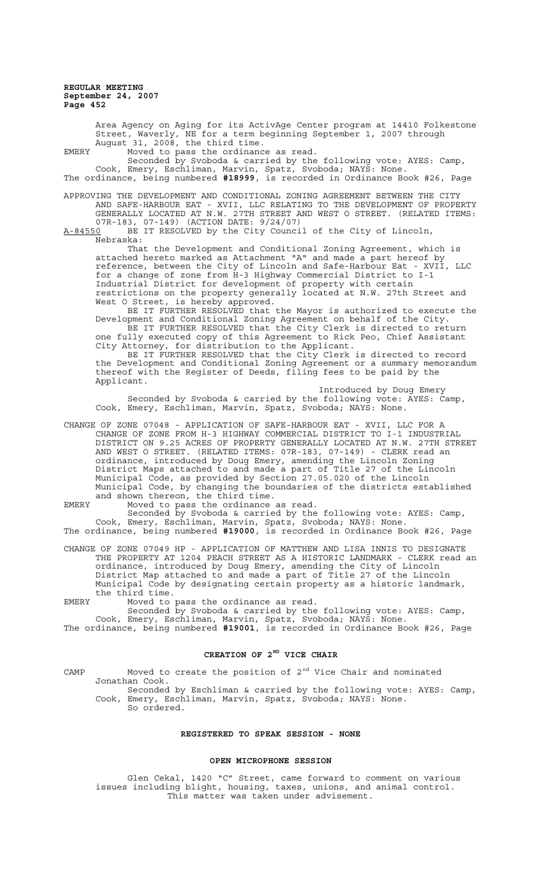Area Agency on Aging for its ActivAge Center program at 14410 Folkestone Street, Waverly, NE for a term beginning September 1, 2007 through August 31, 2008, the third time.

EMERY Moved to pass the ordinance as read.

Seconded by Svoboda & carried by the following vote: AYES: Camp, Cook, Emery, Eschliman, Marvin, Spatz, Svoboda; NAYS: None.

The ordinance, being numbered **#18999**, is recorded in Ordinance Book #26, Page

APPROVING THE DEVELOPMENT AND CONDITIONAL ZONING AGREEMENT BETWEEN THE CITY AND SAFE-HARBOUR EAT - XVII, LLC RELATING TO THE DEVELOPMENT OF PROPERTY GENERALLY LOCATED AT N.W. 27TH STREET AND WEST O STREET. (RELATED ITEMS: 07R-183, 07-149) (ACTION DATE: 9/24/07)

A-84550 BE IT RESOLVED by the City Council of the City of Lincoln, Nebraska:

That the Development and Conditional Zoning Agreement, which is attached hereto marked as Attachment "A" and made a part hereof by reference, between the City of Lincoln and Safe-Harbour Eat - XVII, LLC for a change of zone from H-3 Highway Commercial District to I-1 Industrial District for development of property with certain restrictions on the property generally located at N.W. 27th Street and West O Street, is hereby approved.

BE IT FURTHER RESOLVED that the Mayor is authorized to execute the Development and Conditional Zoning Agreement on behalf of the City.

BE IT FURTHER RESOLVED that the City Clerk is directed to return one fully executed copy of this Agreement to Rick Peo, Chief Assistant City Attorney, for distribution to the Applicant.

BE IT FURTHER RESOLVED that the City Clerk is directed to record the Development and Conditional Zoning Agreement or a summary memorandum thereof with the Register of Deeds, filing fees to be paid by the Applicant.

Introduced by Doug Emery

Seconded by Svoboda & carried by the following vote: AYES: Camp, Cook, Emery, Eschliman, Marvin, Spatz, Svoboda; NAYS: None.

CHANGE OF ZONE 07048 - APPLICATION OF SAFE-HARBOUR EAT - XVII, LLC FOR A CHANGE OF ZONE FROM H-3 HIGHWAY COMMERCIAL DISTRICT TO I-1 INDUSTRIAL DISTRICT ON 9.25 ACRES OF PROPERTY GENERALLY LOCATED AT N.W. 27TH STREET AND WEST O STREET. (RELATED ITEMS: 07R-183, 07-149) - CLERK read an ordinance, introduced by Doug Emery, amending the Lincoln Zoning District Maps attached to and made a part of Title 27 of the Lincoln Municipal Code, as provided by Section 27.05.020 of the Lincoln Municipal Code, by changing the boundaries of the districts established and shown thereon, the third time.

EMERY Moved to pass the ordinance as read.

Seconded by Svoboda & carried by the following vote: AYES: Camp, Cook, Emery, Eschliman, Marvin, Spatz, Svoboda; NAYS: None.

The ordinance, being numbered **#19000**, is recorded in Ordinance Book #26, Page

CHANGE OF ZONE 07049 HP - APPLICATION OF MATTHEW AND LISA INNIS TO DESIGNATE THE PROPERTY AT 1204 PEACH STREET AS A HISTORIC LANDMARK - CLERK read an ordinance, introduced by Doug Emery, amending the City of Lincoln District Map attached to and made a part of Title 27 of the Lincoln Municipal Code by designating certain property as a historic landmark, the third time.

EMERY Moved to pass the ordinance as read.

Seconded by Svoboda & carried by the following vote: AYES: Camp, Cook, Emery, Eschliman, Marvin, Spatz, Svoboda; NAYS: None.

The ordinance, being numbered **#19001**, is recorded in Ordinance Book #26, Page

## CREATION OF 2ND VICE CHAIR

CAMP Moved to create the position of 2nd Vice Chair and nominated Jonathan Cook.

Seconded by Eschliman & carried by the following vote: AYES: Camp, Cook, Emery, Eschliman, Marvin, Spatz, Svoboda; NAYS: None.

So ordered.

## REGISTERED TO SPEAK SESSION - NONE

## OPEN MICROPHONE SESSION

Glen Cekal, 1420 "C" Street, came forward to comment on various issues including blight, housing, taxes, unions, and animal control. This matter was taken under advisement.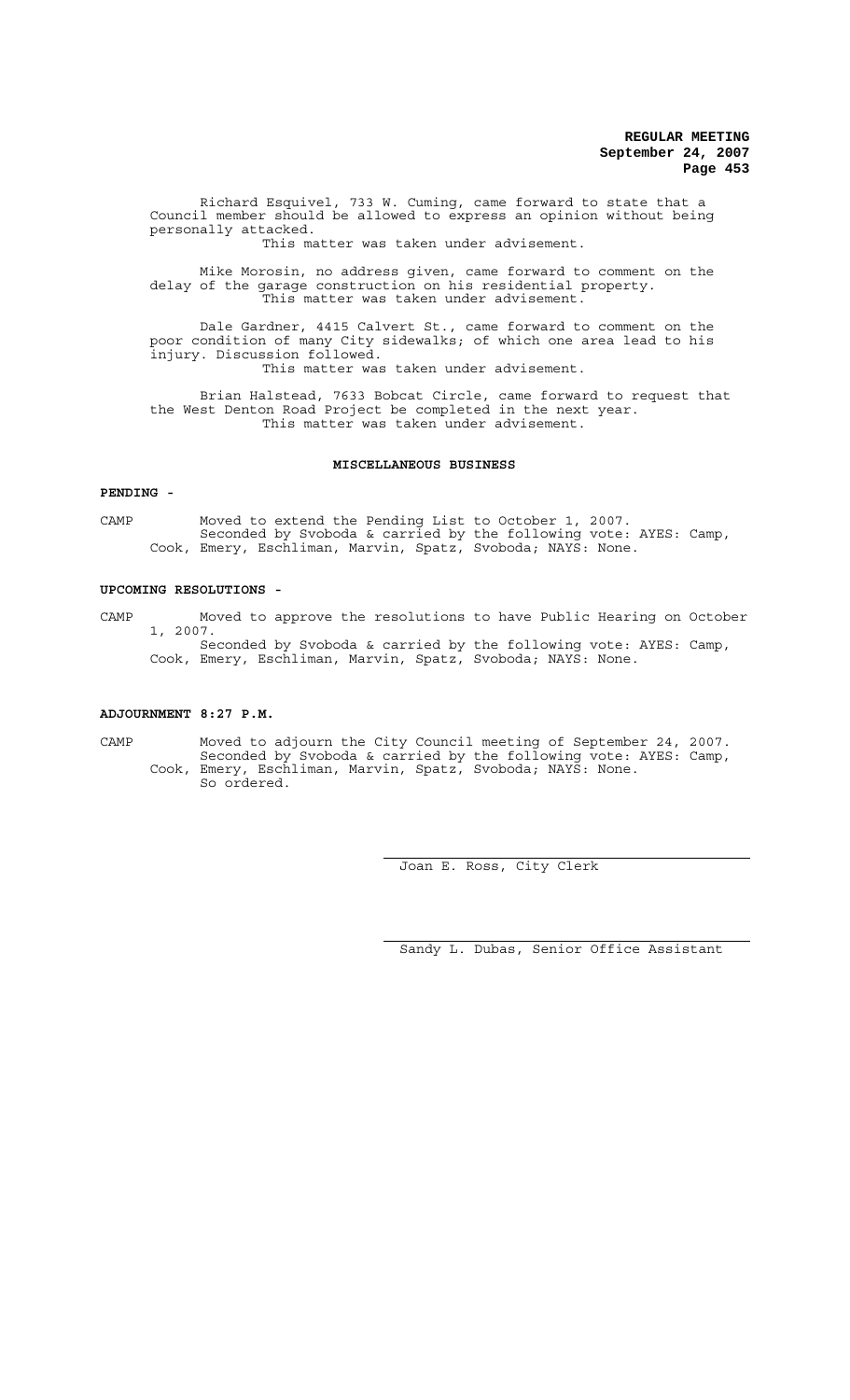Richard Esquivel, 733 W. Cuming, came forward to state that a Council member should be allowed to express an opinion without being personally attacked.

This matter was taken under advisement.

Mike Morosin, no address given, came forward to comment on the delay of the garage construction on his residential property.

This matter was taken under advisement.

Dale Gardner, 4415 Calvert St., came forward to comment on the poor condition of many City sidewalks; of which one area lead to his injury. Discussion followed.

This matter was taken under advisement.

Brian Halstead, 7633 Bobcat Circle, came forward to request that the West Denton Road Project be completed in the next year.

This matter was taken under advisement.

## MISCELLANEOUS BUSINESS

**PENDING -**

CAMP Moved to extend the Pending List to October 1, 2007.
Seconded by Svoboda & carried by the following vote: AYES: Camp, Cook, Emery, Eschliman, Marvin, Spatz, Svoboda; NAYS: None.

**UPCOMING RESOLUTIONS -**

CAMP Moved to approve the resolutions to have Public Hearing on October 1, 2007.
Seconded by Svoboda & carried by the following vote: AYES: Camp, Cook, Emery, Eschliman, Marvin, Spatz, Svoboda; NAYS: None.

**ADJOURNMENT 8:27 P.M.**

CAMP Moved to adjourn the City Council meeting of September 24, 2007.
Seconded by Svoboda & carried by the following vote: AYES: Camp, Cook, Emery, Eschliman, Marvin, Spatz, Svoboda; NAYS: None.
So ordered.

Joan E. Ross, City Clerk

Sandy L. Dubas, Senior Office Assistant